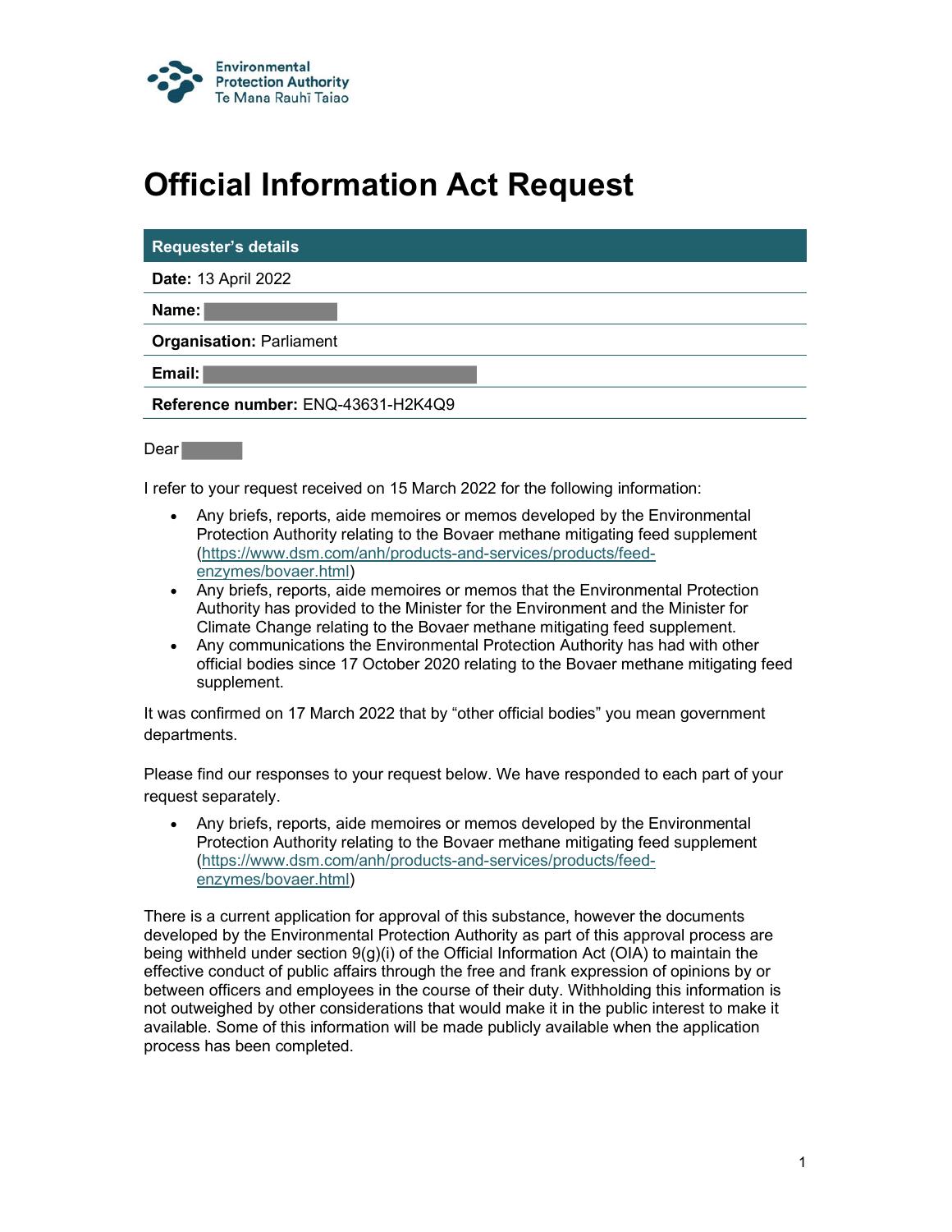Environmental Protection Authority
Te Mana Rauhī Taiao

# Official Information Act Request

| Requester's details |
| --- |
| **Date:** 13 April 2022 |
| **Name:** |
| **Organisation:** Parliament |
| **Email:** |
| **Reference number:** ENQ-43631-H2K4Q9 |

Dear

I refer to your request received on 15 March 2022 for the following information:

- Any briefs, reports, aide memoires or memos developed by the Environmental Protection Authority relating to the Bovaer methane mitigating feed supplement (https://www.dsm.com/anh/products-and-services/products/feed-enzymes/bovaer.html)
- Any briefs, reports, aide memoires or memos that the Environmental Protection Authority has provided to the Minister for the Environment and the Minister for Climate Change relating to the Bovaer methane mitigating feed supplement.
- Any communications the Environmental Protection Authority has had with other official bodies since 17 October 2020 relating to the Bovaer methane mitigating feed supplement.

It was confirmed on 17 March 2022 that by "other official bodies" you mean government departments.

Please find our responses to your request below. We have responded to each part of your request separately.

- Any briefs, reports, aide memoires or memos developed by the Environmental Protection Authority relating to the Bovaer methane mitigating feed supplement (https://www.dsm.com/anh/products-and-services/products/feed-enzymes/bovaer.html)

There is a current application for approval of this substance, however the documents developed by the Environmental Protection Authority as part of this approval process are being withheld under section 9(g)(i) of the Official Information Act (OIA) to maintain the effective conduct of public affairs through the free and frank expression of opinions by or between officers and employees in the course of their duty. Withholding this information is not outweighed by other considerations that would make it in the public interest to make it available. Some of this information will be made publicly available when the application process has been completed.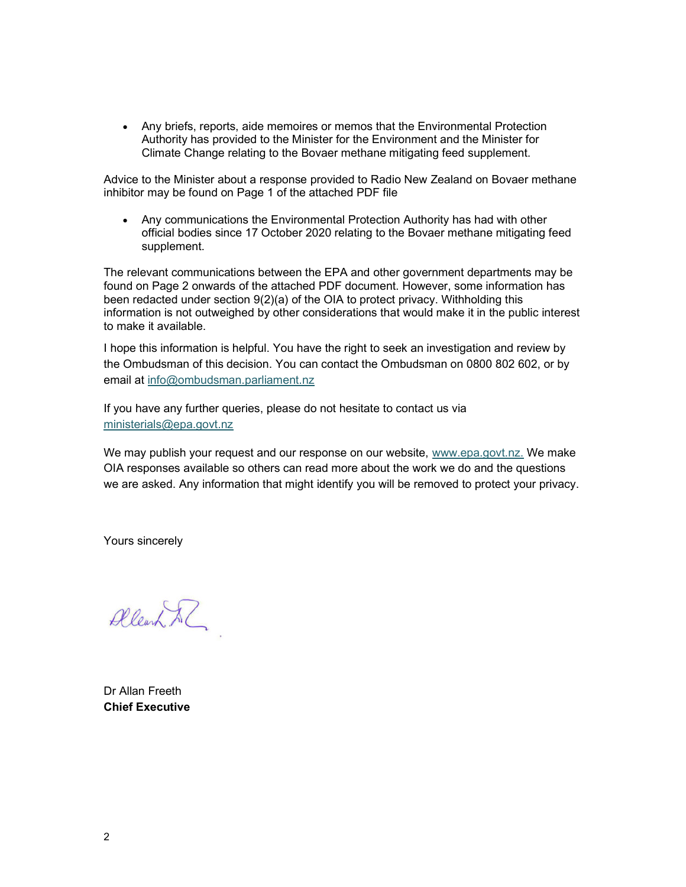- Any briefs, reports, aide memoires or memos that the Environmental Protection Authority has provided to the Minister for the Environment and the Minister for Climate Change relating to the Bovaer methane mitigating feed supplement.

Advice to the Minister about a response provided to Radio New Zealand on Bovaer methane inhibitor may be found on Page 1 of the attached PDF file

- Any communications the Environmental Protection Authority has had with other official bodies since 17 October 2020 relating to the Bovaer methane mitigating feed supplement.

The relevant communications between the EPA and other government departments may be found on Page 2 onwards of the attached PDF document. However, some information has been redacted under section 9(2)(a) of the OIA to protect privacy. Withholding this information is not outweighed by other considerations that would make it in the public interest to make it available.

I hope this information is helpful. You have the right to seek an investigation and review by the Ombudsman of this decision. You can contact the Ombudsman on 0800 802 602, or by email at info@ombudsman.parliament.nz

If you have any further queries, please do not hesitate to contact us via ministerials@epa.govt.nz

We may publish your request and our response on our website, www.epa.govt.nz. We make OIA responses available so others can read more about the work we do and the questions we are asked. Any information that might identify you will be removed to protect your privacy.

Yours sincerely

Dr Allan Freeth
**Chief Executive**